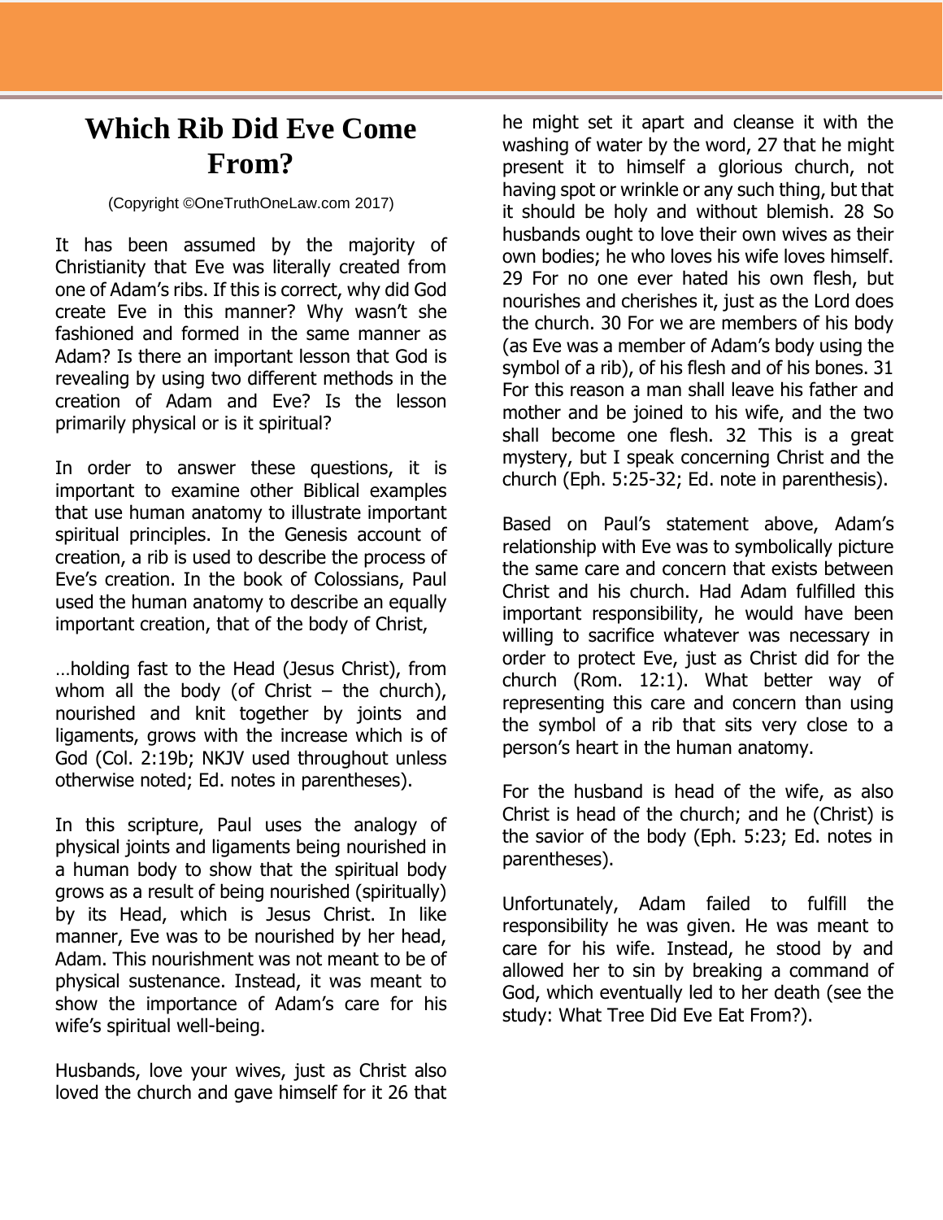# Which Rib Did Eve Come From?

(Copyright ©OneTruthOneLaw.com 2017)

It has been assumed by the majority of Christianity that Eve was literally created from one of Adam's ribs. If this is correct, why did God create Eve in this manner? Why wasn't she fashioned and formed in the same manner as Adam? Is there an important lesson that God is revealing by using two different methods in the creation of Adam and Eve? Is the lesson primarily physical or is it spiritual?

In order to answer these questions, it is important to examine other Biblical examples that use human anatomy to illustrate important spiritual principles. In the Genesis account of creation, a rib is used to describe the process of Eve's creation. In the book of Colossians, Paul used the human anatomy to describe an equally important creation, that of the body of Christ,

…holding fast to the Head (Jesus Christ), from whom all the body (of Christ – the church), nourished and knit together by joints and ligaments, grows with the increase which is of God (Col. 2:19b; NKJV used throughout unless otherwise noted; Ed. notes in parentheses).

In this scripture, Paul uses the analogy of physical joints and ligaments being nourished in a human body to show that the spiritual body grows as a result of being nourished (spiritually) by its Head, which is Jesus Christ. In like manner, Eve was to be nourished by her head, Adam. This nourishment was not meant to be of physical sustenance. Instead, it was meant to show the importance of Adam's care for his wife's spiritual well-being.

Husbands, love your wives, just as Christ also loved the church and gave himself for it 26 that he might set it apart and cleanse it with the washing of water by the word, 27 that he might present it to himself a glorious church, not having spot or wrinkle or any such thing, but that it should be holy and without blemish. 28 So husbands ought to love their own wives as their own bodies; he who loves his wife loves himself. 29 For no one ever hated his own flesh, but nourishes and cherishes it, just as the Lord does the church. 30 For we are members of his body (as Eve was a member of Adam's body using the symbol of a rib), of his flesh and of his bones. 31 For this reason a man shall leave his father and mother and be joined to his wife, and the two shall become one flesh. 32 This is a great mystery, but I speak concerning Christ and the church (Eph. 5:25-32; Ed. note in parenthesis).

Based on Paul's statement above, Adam's relationship with Eve was to symbolically picture the same care and concern that exists between Christ and his church. Had Adam fulfilled this important responsibility, he would have been willing to sacrifice whatever was necessary in order to protect Eve, just as Christ did for the church (Rom. 12:1). What better way of representing this care and concern than using the symbol of a rib that sits very close to a person's heart in the human anatomy.

For the husband is head of the wife, as also Christ is head of the church; and he (Christ) is the savior of the body (Eph. 5:23; Ed. notes in parentheses).

Unfortunately, Adam failed to fulfill the responsibility he was given. He was meant to care for his wife. Instead, he stood by and allowed her to sin by breaking a command of God, which eventually led to her death (see the study: What Tree Did Eve Eat From?).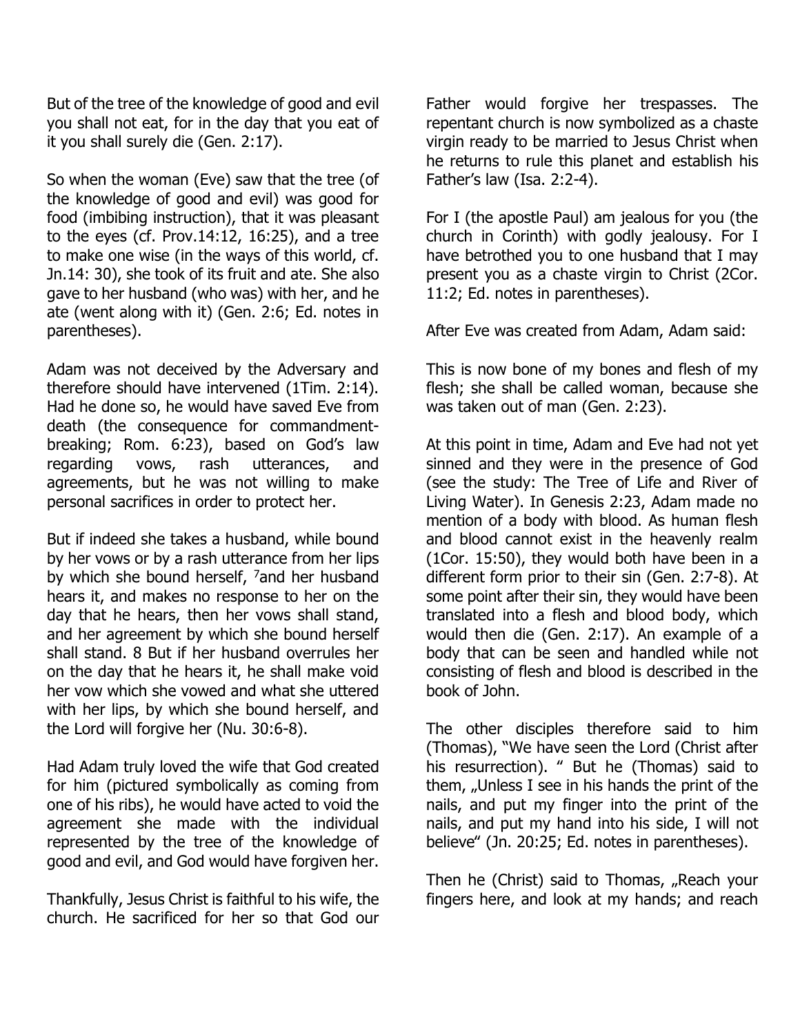But of the tree of the knowledge of good and evil you shall not eat, for in the day that you eat of it you shall surely die (Gen. 2:17).

So when the woman (Eve) saw that the tree (of the knowledge of good and evil) was good for food (imbibing instruction), that it was pleasant to the eyes (cf. Prov.14:12, 16:25), and a tree to make one wise (in the ways of this world, cf. Jn.14: 30), she took of its fruit and ate. She also gave to her husband (who was) with her, and he ate (went along with it) (Gen. 2:6; Ed. notes in parentheses).

Adam was not deceived by the Adversary and therefore should have intervened (1Tim. 2:14). Had he done so, he would have saved Eve from death (the consequence for commandment-breaking; Rom. 6:23), based on God's law regarding vows, rash utterances, and agreements, but he was not willing to make personal sacrifices in order to protect her.

But if indeed she takes a husband, while bound by her vows or by a rash utterance from her lips by which she bound herself, [7]and her husband hears it, and makes no response to her on the day that he hears, then her vows shall stand, and her agreement by which she bound herself shall stand. 8 But if her husband overrules her on the day that he hears it, he shall make void her vow which she vowed and what she uttered with her lips, by which she bound herself, and the Lord will forgive her (Nu. 30:6-8).

Had Adam truly loved the wife that God created for him (pictured symbolically as coming from one of his ribs), he would have acted to void the agreement she made with the individual represented by the tree of the knowledge of good and evil, and God would have forgiven her.

Thankfully, Jesus Christ is faithful to his wife, the church. He sacrificed for her so that God our Father would forgive her trespasses. The repentant church is now symbolized as a chaste virgin ready to be married to Jesus Christ when he returns to rule this planet and establish his Father's law (Isa. 2:2-4).

For I (the apostle Paul) am jealous for you (the church in Corinth) with godly jealousy. For I have betrothed you to one husband that I may present you as a chaste virgin to Christ (2Cor. 11:2; Ed. notes in parentheses).

After Eve was created from Adam, Adam said:

This is now bone of my bones and flesh of my flesh; she shall be called woman, because she was taken out of man (Gen. 2:23).

At this point in time, Adam and Eve had not yet sinned and they were in the presence of God (see the study: The Tree of Life and River of Living Water). In Genesis 2:23, Adam made no mention of a body with blood. As human flesh and blood cannot exist in the heavenly realm (1Cor. 15:50), they would both have been in a different form prior to their sin (Gen. 2:7-8). At some point after their sin, they would have been translated into a flesh and blood body, which would then die (Gen. 2:17). An example of a body that can be seen and handled while not consisting of flesh and blood is described in the book of John.

The other disciples therefore said to him (Thomas), "We have seen the Lord (Christ after his resurrection). " But he (Thomas) said to them, „Unless I see in his hands the print of the nails, and put my finger into the print of the nails, and put my hand into his side, I will not believe" (Jn. 20:25; Ed. notes in parentheses).

Then he (Christ) said to Thomas, „Reach your fingers here, and look at my hands; and reach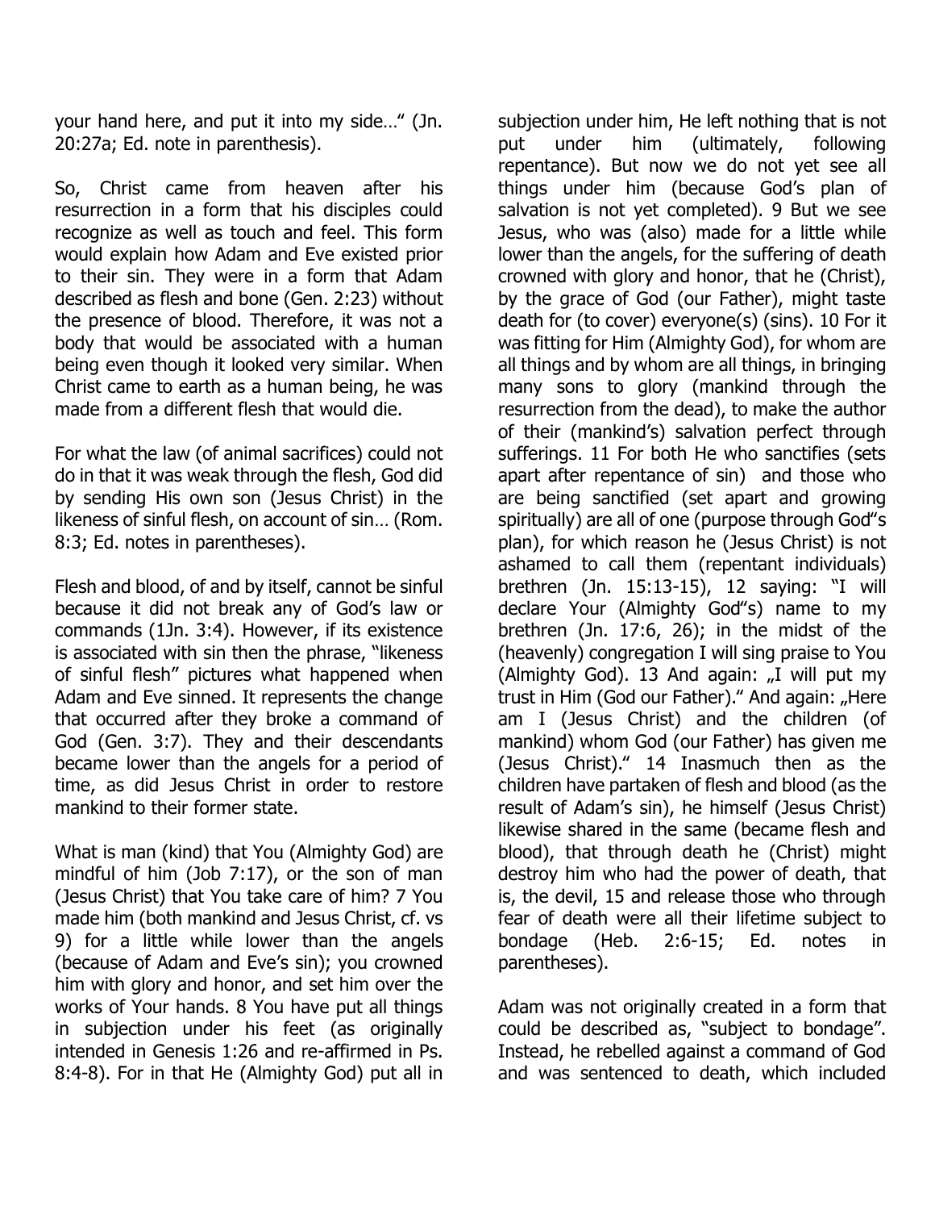your hand here, and put it into my side…" (Jn. 20:27a; Ed. note in parenthesis).

So, Christ came from heaven after his resurrection in a form that his disciples could recognize as well as touch and feel. This form would explain how Adam and Eve existed prior to their sin. They were in a form that Adam described as flesh and bone (Gen. 2:23) without the presence of blood. Therefore, it was not a body that would be associated with a human being even though it looked very similar. When Christ came to earth as a human being, he was made from a different flesh that would die.

For what the law (of animal sacrifices) could not do in that it was weak through the flesh, God did by sending His own son (Jesus Christ) in the likeness of sinful flesh, on account of sin… (Rom. 8:3; Ed. notes in parentheses).

Flesh and blood, of and by itself, cannot be sinful because it did not break any of God's law or commands (1Jn. 3:4). However, if its existence is associated with sin then the phrase, "likeness of sinful flesh" pictures what happened when Adam and Eve sinned. It represents the change that occurred after they broke a command of God (Gen. 3:7). They and their descendants became lower than the angels for a period of time, as did Jesus Christ in order to restore mankind to their former state.

What is man (kind) that You (Almighty God) are mindful of him (Job 7:17), or the son of man (Jesus Christ) that You take care of him? 7 You made him (both mankind and Jesus Christ, cf. vs 9) for a little while lower than the angels (because of Adam and Eve's sin); you crowned him with glory and honor, and set him over the works of Your hands. 8 You have put all things in subjection under his feet (as originally intended in Genesis 1:26 and re-affirmed in Ps. 8:4-8). For in that He (Almighty God) put all in subjection under him, He left nothing that is not put under him (ultimately, following repentance). But now we do not yet see all things under him (because God's plan of salvation is not yet completed). 9 But we see Jesus, who was (also) made for a little while lower than the angels, for the suffering of death crowned with glory and honor, that he (Christ), by the grace of God (our Father), might taste death for (to cover) everyone(s) (sins). 10 For it was fitting for Him (Almighty God), for whom are all things and by whom are all things, in bringing many sons to glory (mankind through the resurrection from the dead), to make the author of their (mankind's) salvation perfect through sufferings. 11 For both He who sanctifies (sets apart after repentance of sin) and those who are being sanctified (set apart and growing spiritually) are all of one (purpose through God"s plan), for which reason he (Jesus Christ) is not ashamed to call them (repentant individuals) brethren (Jn. 15:13-15), 12 saying: "I will declare Your (Almighty God"s) name to my brethren (Jn. 17:6, 26); in the midst of the (heavenly) congregation I will sing praise to You (Almighty God). 13 And again: „I will put my trust in Him (God our Father)." And again: „Here am I (Jesus Christ) and the children (of mankind) whom God (our Father) has given me (Jesus Christ)." 14 Inasmuch then as the children have partaken of flesh and blood (as the result of Adam's sin), he himself (Jesus Christ) likewise shared in the same (became flesh and blood), that through death he (Christ) might destroy him who had the power of death, that is, the devil, 15 and release those who through fear of death were all their lifetime subject to bondage (Heb. 2:6-15; Ed. notes in parentheses).

Adam was not originally created in a form that could be described as, "subject to bondage". Instead, he rebelled against a command of God and was sentenced to death, which included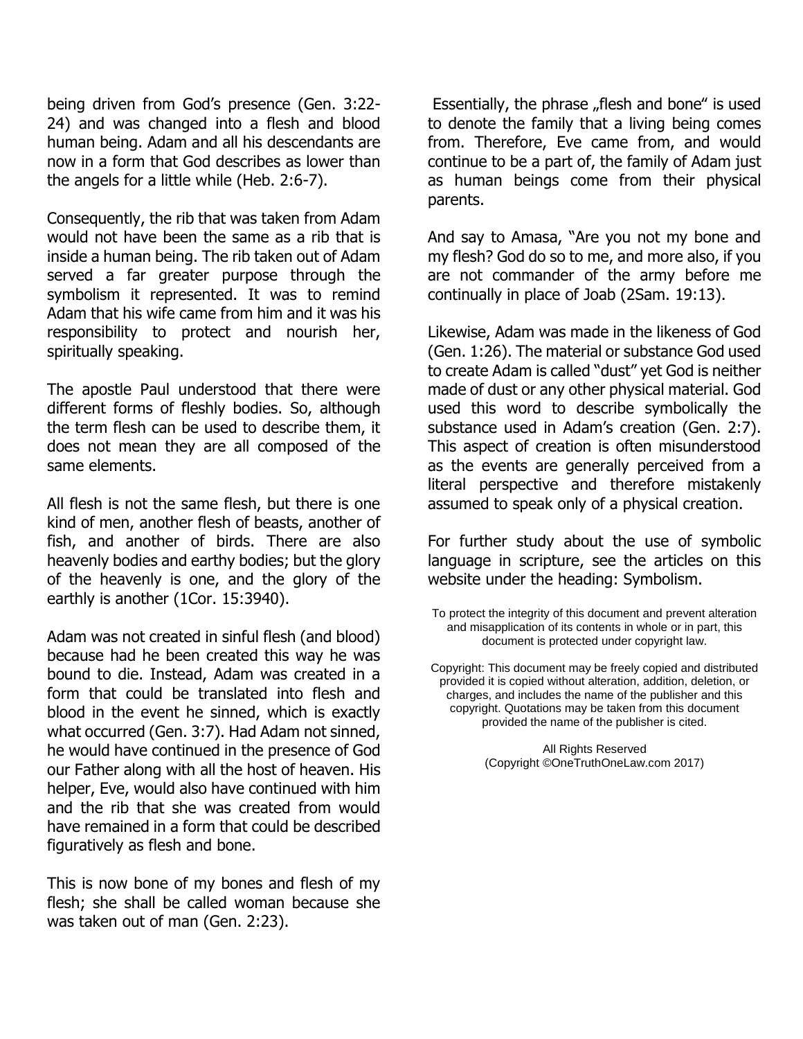being driven from God's presence (Gen. 3:22-24) and was changed into a flesh and blood human being. Adam and all his descendants are now in a form that God describes as lower than the angels for a little while (Heb. 2:6-7).

Consequently, the rib that was taken from Adam would not have been the same as a rib that is inside a human being. The rib taken out of Adam served a far greater purpose through the symbolism it represented. It was to remind Adam that his wife came from him and it was his responsibility to protect and nourish her, spiritually speaking.

The apostle Paul understood that there were different forms of fleshly bodies. So, although the term flesh can be used to describe them, it does not mean they are all composed of the same elements.

All flesh is not the same flesh, but there is one kind of men, another flesh of beasts, another of fish, and another of birds. There are also heavenly bodies and earthy bodies; but the glory of the heavenly is one, and the glory of the earthly is another (1Cor. 15:3940).

Adam was not created in sinful flesh (and blood) because had he been created this way he was bound to die. Instead, Adam was created in a form that could be translated into flesh and blood in the event he sinned, which is exactly what occurred (Gen. 3:7). Had Adam not sinned, he would have continued in the presence of God our Father along with all the host of heaven. His helper, Eve, would also have continued with him and the rib that she was created from would have remained in a form that could be described figuratively as flesh and bone.

This is now bone of my bones and flesh of my flesh; she shall be called woman because she was taken out of man (Gen. 2:23).

Essentially, the phrase „flesh and bone" is used to denote the family that a living being comes from. Therefore, Eve came from, and would continue to be a part of, the family of Adam just as human beings come from their physical parents.

And say to Amasa, "Are you not my bone and my flesh? God do so to me, and more also, if you are not commander of the army before me continually in place of Joab (2Sam. 19:13).

Likewise, Adam was made in the likeness of God (Gen. 1:26). The material or substance God used to create Adam is called "dust" yet God is neither made of dust or any other physical material. God used this word to describe symbolically the substance used in Adam's creation (Gen. 2:7). This aspect of creation is often misunderstood as the events are generally perceived from a literal perspective and therefore mistakenly assumed to speak only of a physical creation.

For further study about the use of symbolic language in scripture, see the articles on this website under the heading: Symbolism.

To protect the integrity of this document and prevent alteration and misapplication of its contents in whole or in part, this document is protected under copyright law.

Copyright: This document may be freely copied and distributed provided it is copied without alteration, addition, deletion, or charges, and includes the name of the publisher and this copyright. Quotations may be taken from this document provided the name of the publisher is cited.

All Rights Reserved
(Copyright ©OneTruthOneLaw.com 2017)